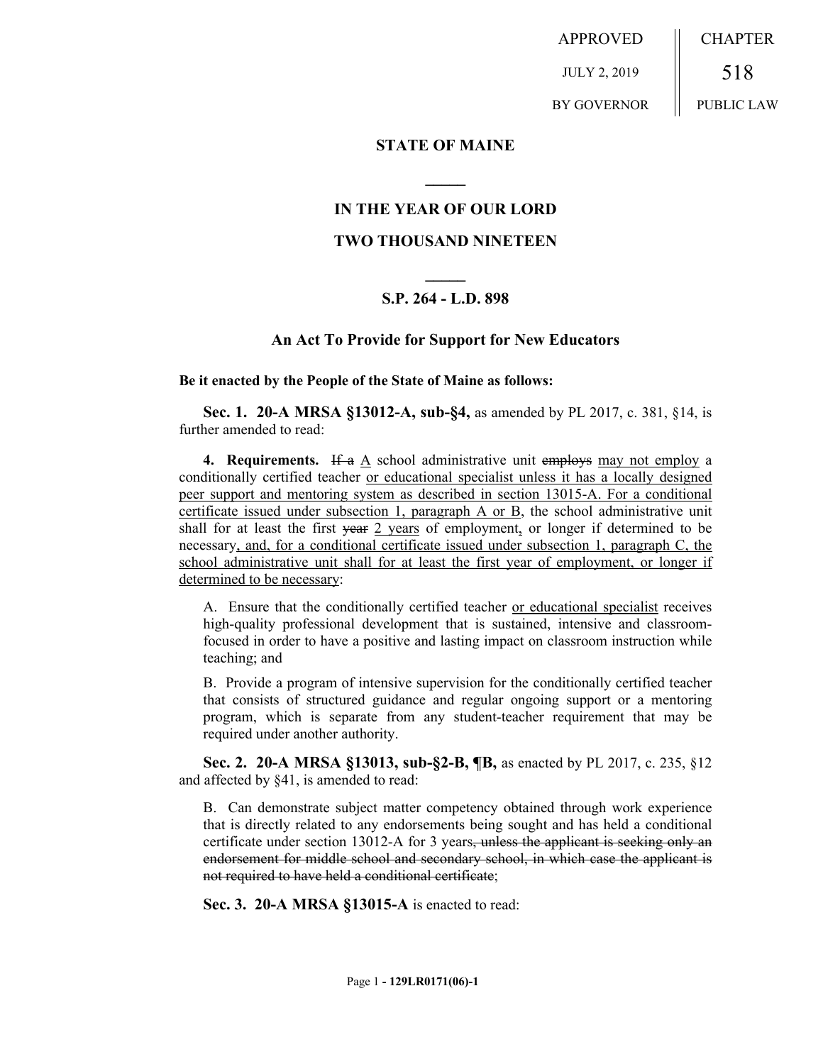APPROVED JULY 2, 2019 BY GOVERNOR | CHAPTER 518 PUBLIC LAW

**STATE OF MAINE**

**IN THE YEAR OF OUR LORD**

**TWO THOUSAND NINETEEN**

**S.P. 264 - L.D. 898**

**An Act To Provide for Support for New Educators**

**Be it enacted by the People of the State of Maine as follows:**

**Sec. 1. 20-A MRSA §13012-A, sub-§4,** as amended by PL 2017, c. 381, §14, is further amended to read:

**4. Requirements.** ~~If a~~ A school administrative unit ~~employs~~ may not employ a conditionally certified teacher or educational specialist unless it has a locally designed peer support and mentoring system as described in section 13015-A. For a conditional certificate issued under subsection 1, paragraph A or B, the school administrative unit shall for at least the first ~~year~~ 2 years of employment, or longer if determined to be necessary, and, for a conditional certificate issued under subsection 1, paragraph C, the school administrative unit shall for at least the first year of employment, or longer if determined to be necessary:

A. Ensure that the conditionally certified teacher or educational specialist receives high-quality professional development that is sustained, intensive and classroom-focused in order to have a positive and lasting impact on classroom instruction while teaching; and

B. Provide a program of intensive supervision for the conditionally certified teacher that consists of structured guidance and regular ongoing support or a mentoring program, which is separate from any student-teacher requirement that may be required under another authority.

**Sec. 2. 20-A MRSA §13013, sub-§2-B, ¶B,** as enacted by PL 2017, c. 235, §12 and affected by §41, is amended to read:

B. Can demonstrate subject matter competency obtained through work experience that is directly related to any endorsements being sought and has held a conditional certificate under section 13012-A for 3 years~~, unless the applicant is seeking only an endorsement for middle school and secondary school, in which case the applicant is not required to have held a conditional certificate~~;

**Sec. 3. 20-A MRSA §13015-A** is enacted to read: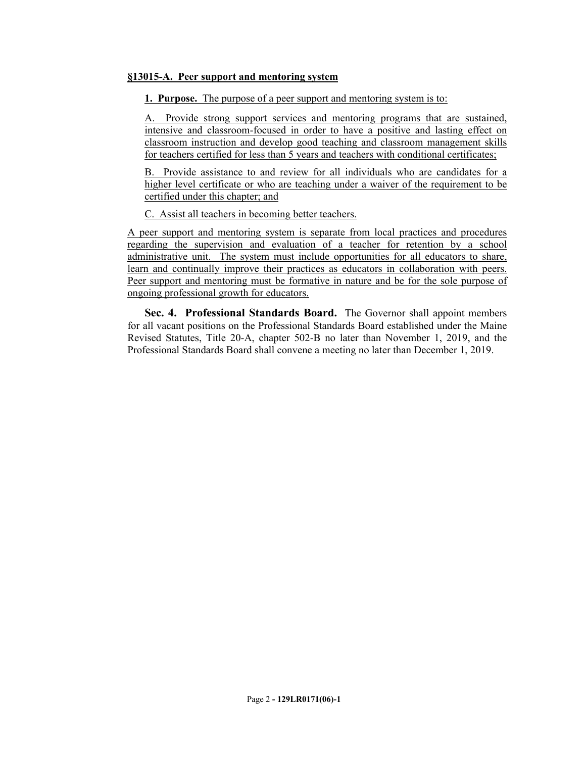**§13015-A. Peer support and mentoring system**

**1. Purpose.** The purpose of a peer support and mentoring system is to:

A. Provide strong support services and mentoring programs that are sustained, intensive and classroom-focused in order to have a positive and lasting effect on classroom instruction and develop good teaching and classroom management skills for teachers certified for less than 5 years and teachers with conditional certificates;

B. Provide assistance to and review for all individuals who are candidates for a higher level certificate or who are teaching under a waiver of the requirement to be certified under this chapter; and

C. Assist all teachers in becoming better teachers.

A peer support and mentoring system is separate from local practices and procedures regarding the supervision and evaluation of a teacher for retention by a school administrative unit. The system must include opportunities for all educators to share, learn and continually improve their practices as educators in collaboration with peers. Peer support and mentoring must be formative in nature and be for the sole purpose of ongoing professional growth for educators.

**Sec. 4. Professional Standards Board.** The Governor shall appoint members for all vacant positions on the Professional Standards Board established under the Maine Revised Statutes, Title 20-A, chapter 502-B no later than November 1, 2019, and the Professional Standards Board shall convene a meeting no later than December 1, 2019.